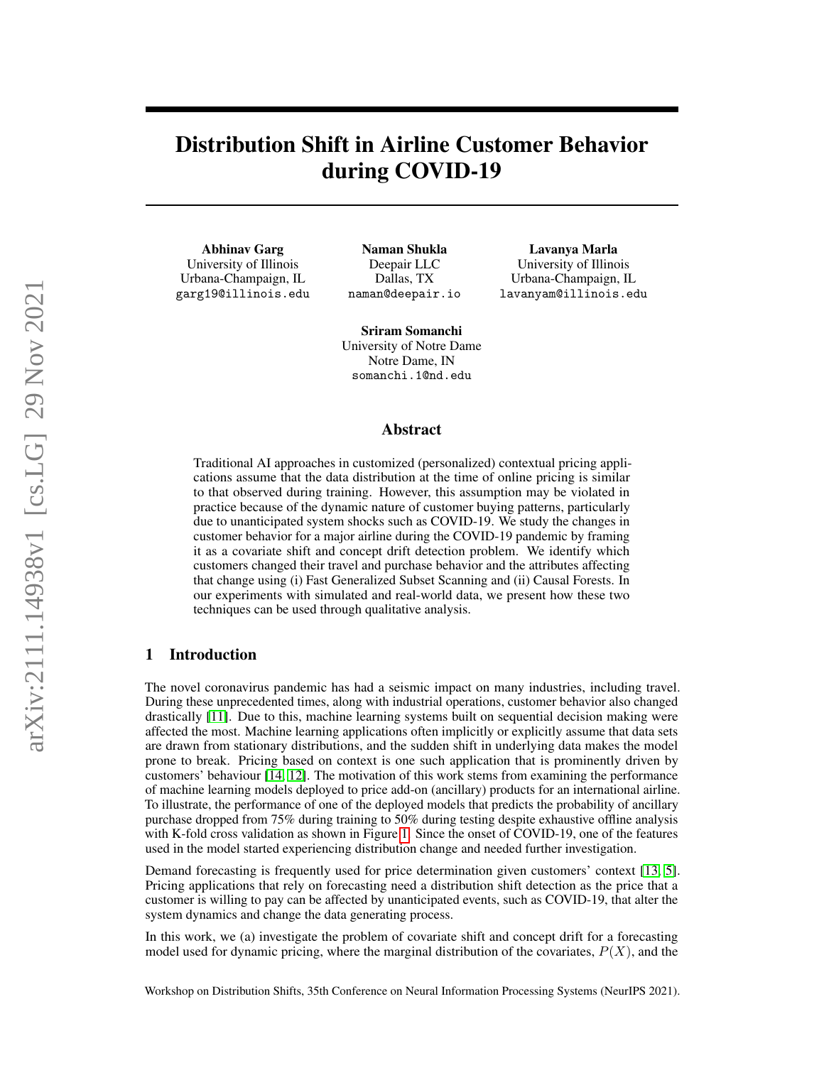# Distribution Shift in Airline Customer Behavior during COVID-19

**Abhinav Garg**
University of Illinois
Urbana-Champaign, IL
garg19@illinois.edu

**Naman Shukla**
Deepair LLC
Dallas, TX
naman@deepair.io

**Lavanya Marla**
University of Illinois
Urbana-Champaign, IL
lavanyam@illinois.edu

**Sriram Somanchi**
University of Notre Dame
Notre Dame, IN
somanchi.1@nd.edu

## Abstract

Traditional AI approaches in customized (personalized) contextual pricing applications assume that the data distribution at the time of online pricing is similar to that observed during training. However, this assumption may be violated in practice because of the dynamic nature of customer buying patterns, particularly due to unanticipated system shocks such as COVID-19. We study the changes in customer behavior for a major airline during the COVID-19 pandemic by framing it as a covariate shift and concept drift detection problem. We identify which customers changed their travel and purchase behavior and the attributes affecting that change using (i) Fast Generalized Subset Scanning and (ii) Causal Forests. In our experiments with simulated and real-world data, we present how these two techniques can be used through qualitative analysis.

## 1 Introduction

The novel coronavirus pandemic has had a seismic impact on many industries, including travel. During these unprecedented times, along with industrial operations, customer behavior also changed drastically [11]. Due to this, machine learning systems built on sequential decision making were affected the most. Machine learning applications often implicitly or explicitly assume that data sets are drawn from stationary distributions, and the sudden shift in underlying data makes the model prone to break. Pricing based on context is one such application that is prominently driven by customers' behaviour [14, 12]. The motivation of this work stems from examining the performance of machine learning models deployed to price add-on (ancillary) products for an international airline. To illustrate, the performance of one of the deployed models that predicts the probability of ancillary purchase dropped from 75% during training to 50% during testing despite exhaustive offline analysis with K-fold cross validation as shown in Figure 1. Since the onset of COVID-19, one of the features used in the model started experiencing distribution change and needed further investigation.

Demand forecasting is frequently used for price determination given customers' context [13, 5]. Pricing applications that rely on forecasting need a distribution shift detection as the price that a customer is willing to pay can be affected by unanticipated events, such as COVID-19, that alter the system dynamics and change the data generating process.

In this work, we (a) investigate the problem of covariate shift and concept drift for a forecasting model used for dynamic pricing, where the marginal distribution of the covariates, $P(X)$, and the

Workshop on Distribution Shifts, 35th Conference on Neural Information Processing Systems (NeurIPS 2021).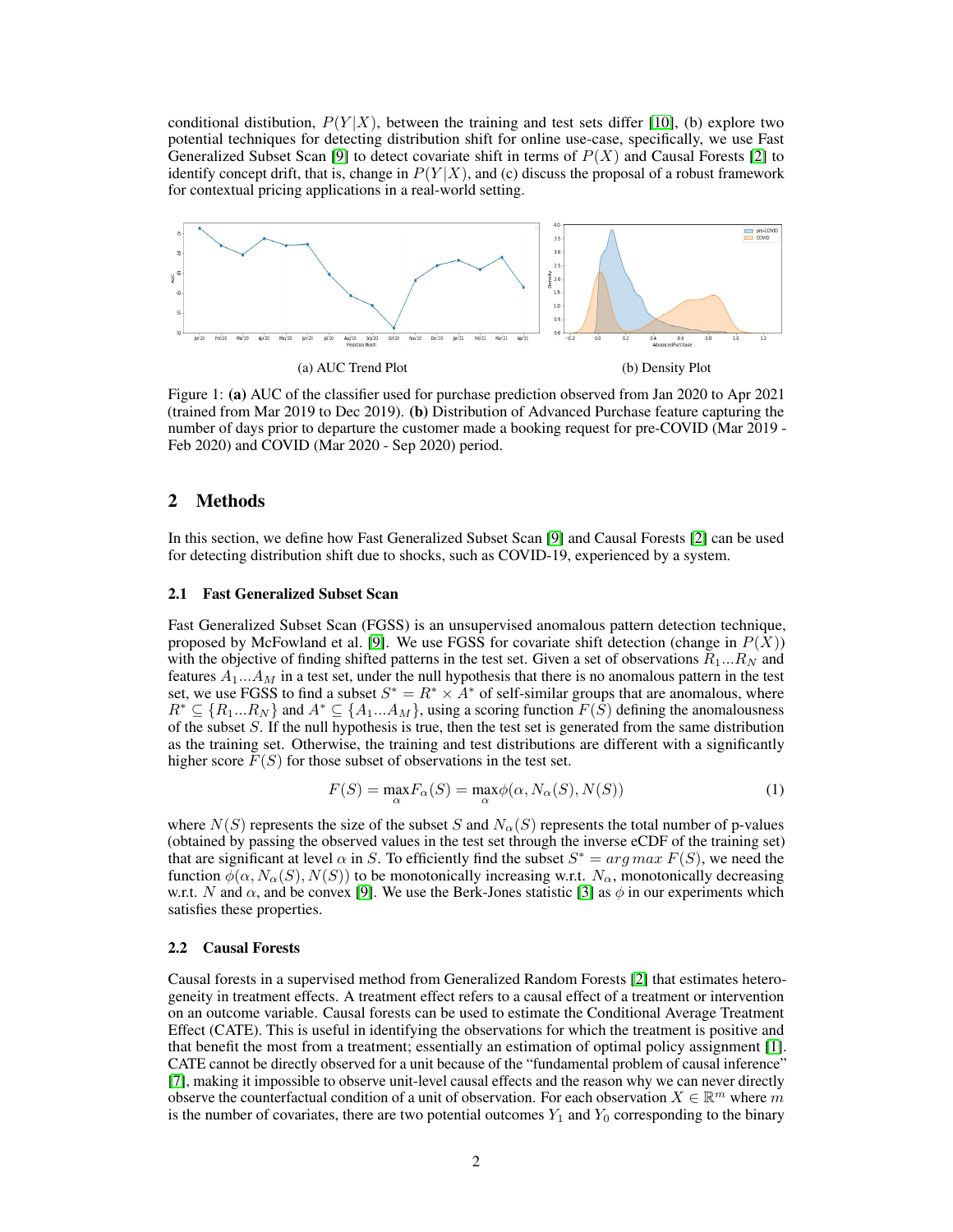conditional distibution, $P(Y|X)$, between the training and test sets differ [10], (b) explore two potential techniques for detecting distribution shift for online use-case, specifically, we use Fast Generalized Subset Scan [9] to detect covariate shift in terms of $P(X)$ and Causal Forests [2] to identify concept drift, that is, change in $P(Y|X)$, and (c) discuss the proposal of a robust framework for contextual pricing applications in a real-world setting.

(a) AUC Trend Plot

(b) Density Plot

Figure 1: **(a)** AUC of the classifier used for purchase prediction observed from Jan 2020 to Apr 2021 (trained from Mar 2019 to Dec 2019). **(b)** Distribution of Advanced Purchase feature capturing the number of days prior to departure the customer made a booking request for pre-COVID (Mar 2019 - Feb 2020) and COVID (Mar 2020 - Sep 2020) period.

## 2 Methods

In this section, we define how Fast Generalized Subset Scan [9] and Causal Forests [2] can be used for detecting distribution shift due to shocks, such as COVID-19, experienced by a system.

### 2.1 Fast Generalized Subset Scan

Fast Generalized Subset Scan (FGSS) is an unsupervised anomalous pattern detection technique, proposed by McFowland et al. [9]. We use FGSS for covariate shift detection (change in $P(X)$) with the objective of finding shifted patterns in the test set. Given a set of observations $R_1 ... R_N$ and features $A_1 ... A_M$ in a test set, under the null hypothesis that there is no anomalous pattern in the test set, we use FGSS to find a subset $S^* = R^* \times A^*$ of self-similar groups that are anomalous, where $R^* \subseteq \{R_1 ... R_N\}$ and $A^* \subseteq \{A_1 ... A_M\}$, using a scoring function $F(S)$ defining the anomalousness of the subset $S$. If the null hypothesis is true, then the test set is generated from the same distribution as the training set. Otherwise, the training and test distributions are different with a significantly higher score $F(S)$ for those subset of observations in the test set.

$$F(S) = \max_{\alpha} F_{\alpha}(S) = \max_{\alpha} \phi(\alpha, N_{\alpha}(S), N(S)) \tag{1}$$

where $N(S)$ represents the size of the subset $S$ and $N_{\alpha}(S)$ represents the total number of p-values (obtained by passing the observed values in the test set through the inverse eCDF of the training set) that are significant at level $\alpha$ in $S$. To efficiently find the subset $S^* = arg\,max\ F(S)$, we need the function $\phi(\alpha, N_{\alpha}(S), N(S))$ to be monotonically increasing w.r.t. $N_{\alpha}$, monotonically decreasing w.r.t. $N$ and $\alpha$, and be convex [9]. We use the Berk-Jones statistic [3] as $\phi$ in our experiments which satisfies these properties.

### 2.2 Causal Forests

Causal forests in a supervised method from Generalized Random Forests [2] that estimates heterogeneity in treatment effects. A treatment effect refers to a causal effect of a treatment or intervention on an outcome variable. Causal forests can be used to estimate the Conditional Average Treatment Effect (CATE). This is useful in identifying the observations for which the treatment is positive and that benefit the most from a treatment; essentially an estimation of optimal policy assignment [1]. CATE cannot be directly observed for a unit because of the "fundamental problem of causal inference" [7], making it impossible to observe unit-level causal effects and the reason why we can never directly observe the counterfactual condition of a unit of observation. For each observation $X \in \mathbb{R}^m$ where $m$ is the number of covariates, there are two potential outcomes $Y_1$ and $Y_0$ corresponding to the binary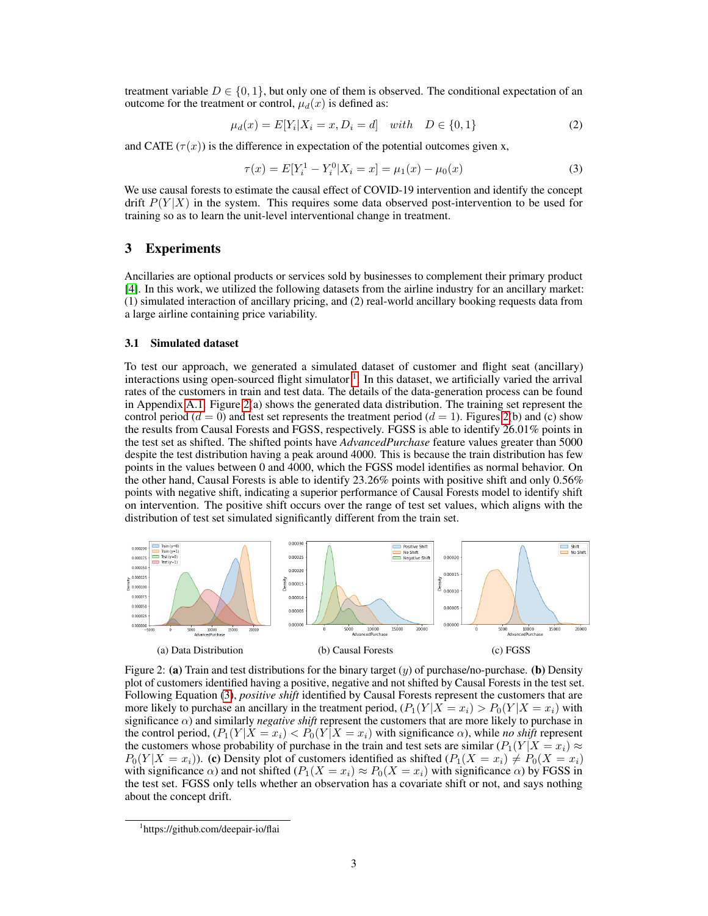treatment variable $D \in \{0, 1\}$, but only one of them is observed. The conditional expectation of an outcome for the treatment or control, $\mu_d(x)$ is defined as:

$$\mu_d(x) = E[Y_i|X_i = x, D_i = d] \quad with \quad D \in \{0, 1\} \tag{2}$$

and CATE ($\tau(x)$) is the difference in expectation of the potential outcomes given x,

$$\tau(x) = E[Y_i^1 - Y_i^0|X_i = x] = \mu_1(x) - \mu_0(x) \tag{3}$$

We use causal forests to estimate the causal effect of COVID-19 intervention and identify the concept drift $P(Y|X)$ in the system. This requires some data observed post-intervention to be used for training so as to learn the unit-level interventional change in treatment.

## 3 Experiments

Ancillaries are optional products or services sold by businesses to complement their primary product [4]. In this work, we utilized the following datasets from the airline industry for an ancillary market: (1) simulated interaction of ancillary pricing, and (2) real-world ancillary booking requests data from a large airline containing price variability.

### 3.1 Simulated dataset

To test our approach, we generated a simulated dataset of customer and flight seat (ancillary) interactions using open-sourced flight simulator [1]. In this dataset, we artificially varied the arrival rates of the customers in train and test data. The details of the data-generation process can be found in Appendix A.1. Figure 2(a) shows the generated data distribution. The training set represent the control period ($d = 0$) and test set represents the treatment period ($d = 1$). Figures 2(b) and (c) show the results from Causal Forests and FGSS, respectively. FGSS is able to identify 26.01% points in the test set as shifted. The shifted points have *AdvancedPurchase* feature values greater than 5000 despite the test distribution having a peak around 4000. This is because the train distribution has few points in the values between 0 and 4000, which the FGSS model identifies as normal behavior. On the other hand, Causal Forests is able to identify 23.26% points with positive shift and only 0.56% points with negative shift, indicating a superior performance of Causal Forests model to identify shift on intervention. The positive shift occurs over the range of test set values, which aligns with the distribution of test set simulated significantly different from the train set.

(a) Data Distribution

(b) Causal Forests

(c) FGSS

Figure 2: **(a)** Train and test distributions for the binary target ($y$) of purchase/no-purchase. **(b)** Density plot of customers identified having a positive, negative and not shifted by Causal Forests in the test set. Following Equation (3), *positive shift* identified by Causal Forests represent the customers that are more likely to purchase an ancillary in the treatment period, ($P_1(Y|X = x_i) > P_0(Y|X = x_i)$ with significance $\alpha$) and similarly *negative shift* represent the customers that are more likely to purchase in the control period, ($P_1(Y|X = x_i) < P_0(Y|X = x_i)$ with significance $\alpha$), while *no shift* represent the customers whose probability of purchase in the train and test sets are similar ($P_1(Y|X = x_i) \approx P_0(Y|X = x_i)$). **(c)** Density plot of customers identified as shifted ($P_1(X = x_i) \neq P_0(X = x_i)$ with significance $\alpha$) and not shifted ($P_1(X = x_i) \approx P_0(X = x_i)$ with significance $\alpha$) by FGSS in the test set. FGSS only tells whether an observation has a covariate shift or not, and says nothing about the concept drift.

[1] https://github.com/deepair-io/flai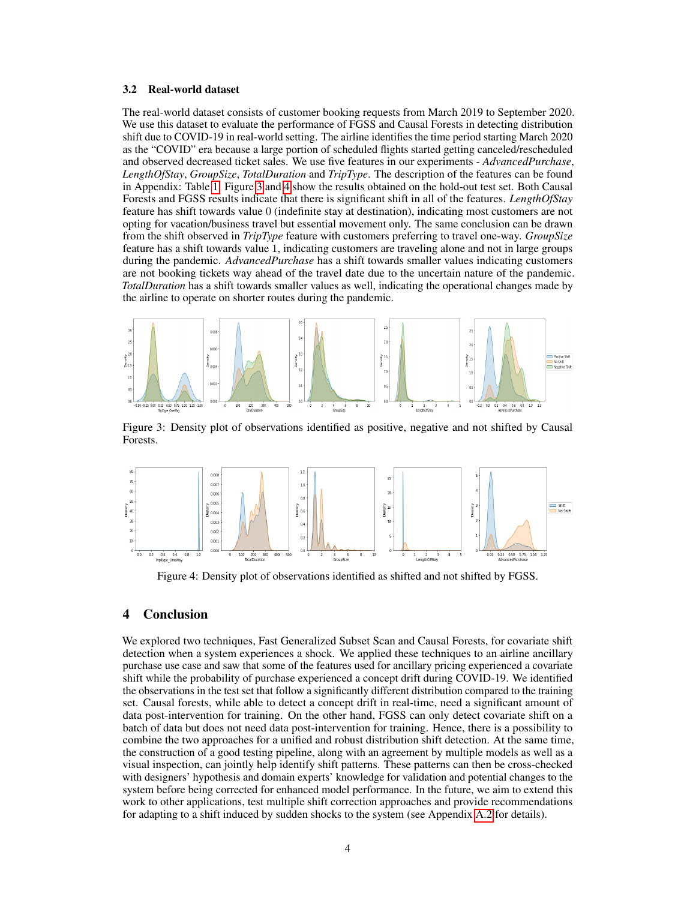### 3.2 Real-world dataset

The real-world dataset consists of customer booking requests from March 2019 to September 2020. We use this dataset to evaluate the performance of FGSS and Causal Forests in detecting distribution shift due to COVID-19 in real-world setting. The airline identifies the time period starting March 2020 as the "COVID" era because a large portion of scheduled flights started getting canceled/rescheduled and observed decreased ticket sales. We use five features in our experiments - *AdvancedPurchase*, *LengthOfStay*, *GroupSize*, *TotalDuration* and *TripType*. The description of the features can be found in Appendix: Table 1. Figure 3 and 4 show the results obtained on the hold-out test set. Both Causal Forests and FGSS results indicate that there is significant shift in all of the features. *LengthOfStay* feature has shift towards value 0 (indefinite stay at destination), indicating most customers are not opting for vacation/business travel but essential movement only. The same conclusion can be drawn from the shift observed in *TripType* feature with customers preferring to travel one-way. *GroupSize* feature has a shift towards value 1, indicating customers are traveling alone and not in large groups during the pandemic. *AdvancedPurchase* has a shift towards smaller values indicating customers are not booking tickets way ahead of the travel date due to the uncertain nature of the pandemic. *TotalDuration* has a shift towards smaller values as well, indicating the operational changes made by the airline to operate on shorter routes during the pandemic.

Figure 3: Density plot of observations identified as positive, negative and not shifted by Causal Forests.

Figure 4: Density plot of observations identified as shifted and not shifted by FGSS.

## 4 Conclusion

We explored two techniques, Fast Generalized Subset Scan and Causal Forests, for covariate shift detection when a system experiences a shock. We applied these techniques to an airline ancillary purchase use case and saw that some of the features used for ancillary pricing experienced a covariate shift while the probability of purchase experienced a concept drift during COVID-19. We identified the observations in the test set that follow a significantly different distribution compared to the training set. Causal forests, while able to detect a concept drift in real-time, need a significant amount of data post-intervention for training. On the other hand, FGSS can only detect covariate shift on a batch of data but does not need data post-intervention for training. Hence, there is a possibility to combine the two approaches for a unified and robust distribution shift detection. At the same time, the construction of a good testing pipeline, along with an agreement by multiple models as well as a visual inspection, can jointly help identify shift patterns. These patterns can then be cross-checked with designers' hypothesis and domain experts' knowledge for validation and potential changes to the system before being corrected for enhanced model performance. In the future, we aim to extend this work to other applications, test multiple shift correction approaches and provide recommendations for adapting to a shift induced by sudden shocks to the system (see Appendix A.2 for details).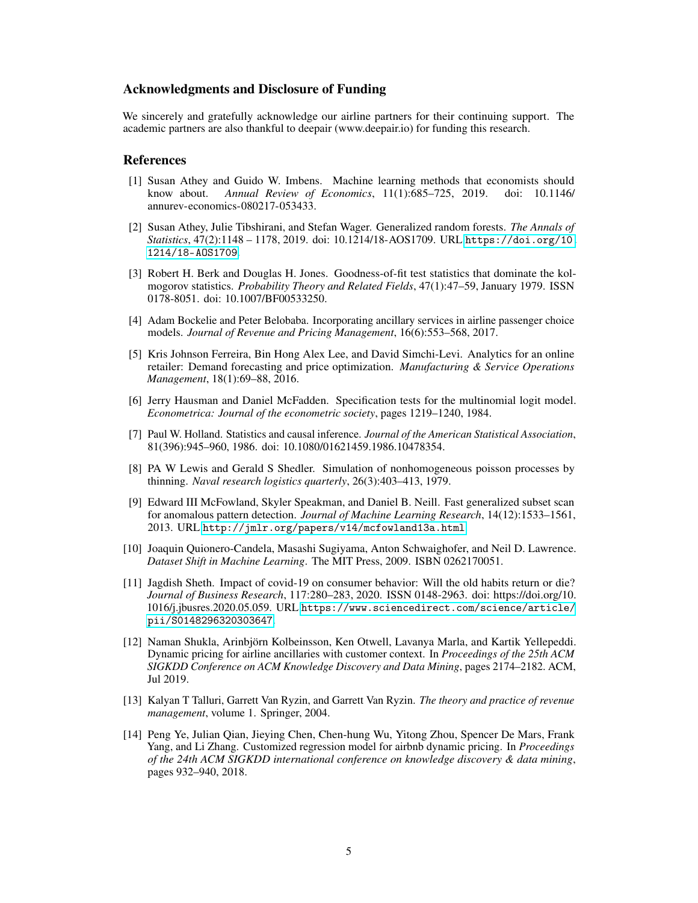### Acknowledgments and Disclosure of Funding

We sincerely and gratefully acknowledge our airline partners for their continuing support. The academic partners are also thankful to deepair (www.deepair.io) for funding this research.

### References

[1] Susan Athey and Guido W. Imbens. Machine learning methods that economists should know about. *Annual Review of Economics*, 11(1):685–725, 2019. doi: 10.1146/annurev-economics-080217-053433.

[2] Susan Athey, Julie Tibshirani, and Stefan Wager. Generalized random forests. *The Annals of Statistics*, 47(2):1148 – 1178, 2019. doi: 10.1214/18-AOS1709. URL https://doi.org/10.1214/18-AOS1709.

[3] Robert H. Berk and Douglas H. Jones. Goodness-of-fit test statistics that dominate the kolmogorov statistics. *Probability Theory and Related Fields*, 47(1):47–59, January 1979. ISSN 0178-8051. doi: 10.1007/BF00533250.

[4] Adam Bockelie and Peter Belobaba. Incorporating ancillary services in airline passenger choice models. *Journal of Revenue and Pricing Management*, 16(6):553–568, 2017.

[5] Kris Johnson Ferreira, Bin Hong Alex Lee, and David Simchi-Levi. Analytics for an online retailer: Demand forecasting and price optimization. *Manufacturing & Service Operations Management*, 18(1):69–88, 2016.

[6] Jerry Hausman and Daniel McFadden. Specification tests for the multinomial logit model. *Econometrica: Journal of the econometric society*, pages 1219–1240, 1984.

[7] Paul W. Holland. Statistics and causal inference. *Journal of the American Statistical Association*, 81(396):945–960, 1986. doi: 10.1080/01621459.1986.10478354.

[8] PA W Lewis and Gerald S Shedler. Simulation of nonhomogeneous poisson processes by thinning. *Naval research logistics quarterly*, 26(3):403–413, 1979.

[9] Edward III McFowland, Skyler Speakman, and Daniel B. Neill. Fast generalized subset scan for anomalous pattern detection. *Journal of Machine Learning Research*, 14(12):1533–1561, 2013. URL http://jmlr.org/papers/v14/mcfowland13a.html.

[10] Joaquin Quionero-Candela, Masashi Sugiyama, Anton Schwaighofer, and Neil D. Lawrence. *Dataset Shift in Machine Learning*. The MIT Press, 2009. ISBN 0262170051.

[11] Jagdish Sheth. Impact of covid-19 on consumer behavior: Will the old habits return or die? *Journal of Business Research*, 117:280–283, 2020. ISSN 0148-2963. doi: https://doi.org/10.1016/j.jbusres.2020.05.059. URL https://www.sciencedirect.com/science/article/pii/S0148296320303647.

[12] Naman Shukla, Arinbjörn Kolbeinsson, Ken Otwell, Lavanya Marla, and Kartik Yellepeddi. Dynamic pricing for airline ancillaries with customer context. In *Proceedings of the 25th ACM SIGKDD Conference on ACM Knowledge Discovery and Data Mining*, pages 2174–2182. ACM, Jul 2019.

[13] Kalyan T Talluri, Garrett Van Ryzin, and Garrett Van Ryzin. *The theory and practice of revenue management*, volume 1. Springer, 2004.

[14] Peng Ye, Julian Qian, Jieying Chen, Chen-hung Wu, Yitong Zhou, Spencer De Mars, Frank Yang, and Li Zhang. Customized regression model for airbnb dynamic pricing. In *Proceedings of the 24th ACM SIGKDD international conference on knowledge discovery & data mining*, pages 932–940, 2018.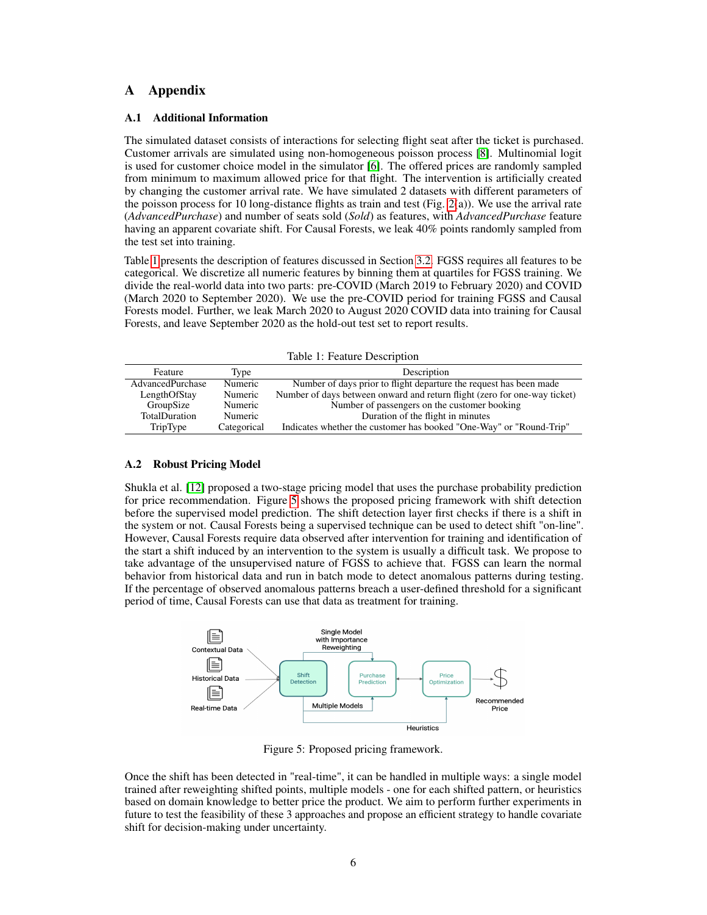# A Appendix

## A.1 Additional Information

The simulated dataset consists of interactions for selecting flight seat after the ticket is purchased. Customer arrivals are simulated using non-homogeneous poisson process [8]. Multinomial logit is used for customer choice model in the simulator [6]. The offered prices are randomly sampled from minimum to maximum allowed price for that flight. The intervention is artificially created by changing the customer arrival rate. We have simulated 2 datasets with different parameters of the poisson process for 10 long-distance flights as train and test (Fig. 2(a)). We use the arrival rate (*AdvancedPurchase*) and number of seats sold (*Sold*) as features, with *AdvancedPurchase* feature having an apparent covariate shift. For Causal Forests, we leak 40% points randomly sampled from the test set into training.

Table 1 presents the description of features discussed in Section 3.2. FGSS requires all features to be categorical. We discretize all numeric features by binning them at quartiles for FGSS training. We divide the real-world data into two parts: pre-COVID (March 2019 to February 2020) and COVID (March 2020 to September 2020). We use the pre-COVID period for training FGSS and Causal Forests model. Further, we leak March 2020 to August 2020 COVID data into training for Causal Forests, and leave September 2020 as the hold-out test set to report results.

Table 1: Feature Description

| Feature | Type | Description |
|---|---|---|
| AdvancedPurchase | Numeric | Number of days prior to flight departure the request has been made |
| LengthOfStay | Numeric | Number of days between onward and return flight (zero for one-way ticket) |
| GroupSize | Numeric | Number of passengers on the customer booking |
| TotalDuration | Numeric | Duration of the flight in minutes |
| TripType | Categorical | Indicates whether the customer has booked "One-Way" or "Round-Trip" |

## A.2 Robust Pricing Model

Shukla et al. [12] proposed a two-stage pricing model that uses the purchase probability prediction for price recommendation. Figure 5 shows the proposed pricing framework with shift detection before the supervised model prediction. The shift detection layer first checks if there is a shift in the system or not. Causal Forests being a supervised technique can be used to detect shift "on-line". However, Causal Forests require data observed after intervention for training and identification of the start a shift induced by an intervention to the system is usually a difficult task. We propose to take advantage of the unsupervised nature of FGSS to achieve that. FGSS can learn the normal behavior from historical data and run in batch mode to detect anomalous patterns during testing. If the percentage of observed anomalous patterns breach a user-defined threshold for a significant period of time, Causal Forests can use that data as treatment for training.

Contextual Data
Historical Data
Real-time Data
Single Model with Importance Reweighting
Shift Detection
Purchase Prediction
Price Optimization
Multiple Models
Heuristics
Recommended Price

Figure 5: Proposed pricing framework.

Once the shift has been detected in "real-time", it can be handled in multiple ways: a single model trained after reweighting shifted points, multiple models - one for each shifted pattern, or heuristics based on domain knowledge to better price the product. We aim to perform further experiments in future to test the feasibility of these 3 approaches and propose an efficient strategy to handle covariate shift for decision-making under uncertainty.